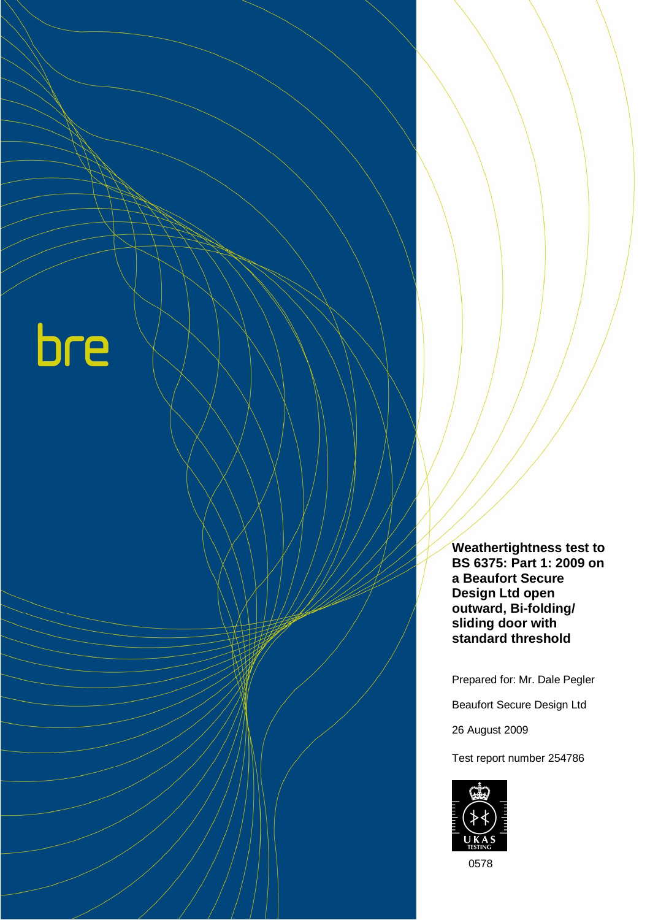bre

# Weathertightness test to BS 6375: Part 1: 2009 on a Beaufort Secure Design Ltd open outward, Bi-folding/ sliding door with standard threshold

Prepared for: Mr. Dale Pegler

Beaufort Secure Design Ltd

26 August 2009

Test report number 254786

UKAS TESTING

0578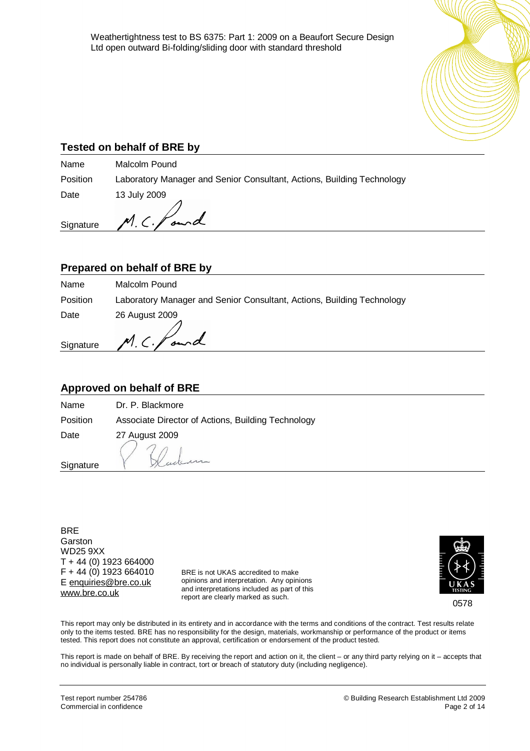Weathertightness test to BS 6375: Part 1: 2009 on a Beaufort Secure Design Ltd open outward Bi-folding/sliding door with standard threshold

## Tested on behalf of BRE by

| | |
|---|---|
| Name | Malcolm Pound |
| Position | Laboratory Manager and Senior Consultant, Actions, Building Technology |
| Date | 13 July 2009 |
| Signature | M. C. Pound |

## Prepared on behalf of BRE by

| | |
|---|---|
| Name | Malcolm Pound |
| Position | Laboratory Manager and Senior Consultant, Actions, Building Technology |
| Date | 26 August 2009 |
| Signature | M. C. Pound |

## Approved on behalf of BRE

| | |
|---|---|
| Name | Dr. P. Blackmore |
| Position | Associate Director of Actions, Building Technology |
| Date | 27 August 2009 |
| Signature | P Blackmore |

BRE
Garston
WD25 9XX
T + 44 (0) 1923 664000
F + 44 (0) 1923 664010
E enquiries@bre.co.uk
www.bre.co.uk

BRE is not UKAS accredited to make opinions and interpretation. Any opinions and interpretations included as part of this report are clearly marked as such.

UKAS TESTING 0578

This report may only be distributed in its entirety and in accordance with the terms and conditions of the contract. Test results relate only to the items tested. BRE has no responsibility for the design, materials, workmanship or performance of the product or items tested. This report does not constitute an approval, certification or endorsement of the product tested.

This report is made on behalf of BRE. By receiving the report and action on it, the client – or any third party relying on it – accepts that no individual is personally liable in contract, tort or breach of statutory duty (including negligence).

Test report number 254786
Commercial in confidence

© Building Research Establishment Ltd 2009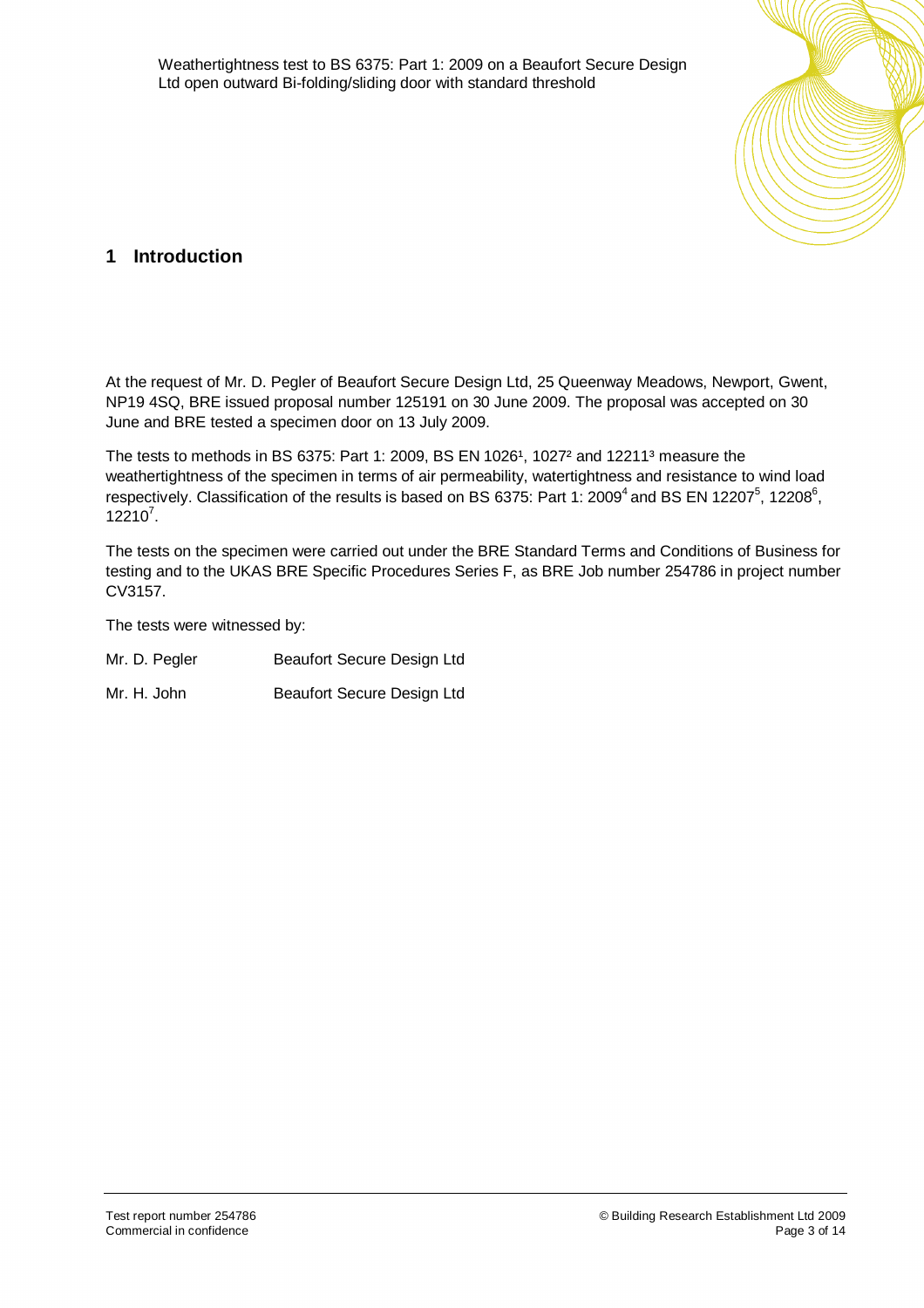## 1 Introduction

At the request of Mr. D. Pegler of Beaufort Secure Design Ltd, 25 Queenway Meadows, Newport, Gwent, NP19 4SQ, BRE issued proposal number 125191 on 30 June 2009. The proposal was accepted on 30 June and BRE tested a specimen door on 13 July 2009.

The tests to methods in BS 6375: Part 1: 2009, BS EN 1026[1], 1027[2] and 12211[3] measure the weathertightness of the specimen in terms of air permeability, watertightness and resistance to wind load respectively. Classification of the results is based on BS 6375: Part 1: 2009[4] and BS EN 12207[5], 12208[6], 12210[7].

The tests on the specimen were carried out under the BRE Standard Terms and Conditions of Business for testing and to the UKAS BRE Specific Procedures Series F, as BRE Job number 254786 in project number CV3157.

The tests were witnessed by:

| | |
|---|---|
| Mr. D. Pegler | Beaufort Secure Design Ltd |
| Mr. H. John | Beaufort Secure Design Ltd |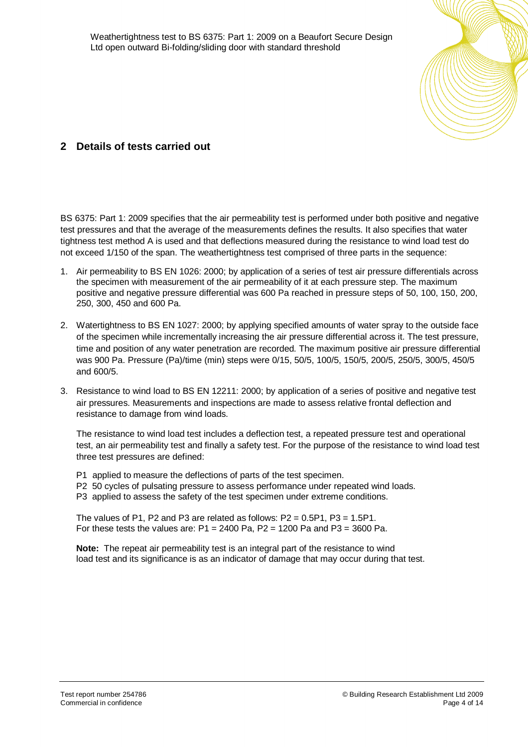## 2 Details of tests carried out

BS 6375: Part 1: 2009 specifies that the air permeability test is performed under both positive and negative test pressures and that the average of the measurements defines the results. It also specifies that water tightness test method A is used and that deflections measured during the resistance to wind load test do not exceed 1/150 of the span. The weathertightness test comprised of three parts in the sequence:

1. Air permeability to BS EN 1026: 2000; by application of a series of test air pressure differentials across the specimen with measurement of the air permeability of it at each pressure step. The maximum positive and negative pressure differential was 600 Pa reached in pressure steps of 50, 100, 150, 200, 250, 300, 450 and 600 Pa.

2. Watertightness to BS EN 1027: 2000; by applying specified amounts of water spray to the outside face of the specimen while incrementally increasing the air pressure differential across it. The test pressure, time and position of any water penetration are recorded. The maximum positive air pressure differential was 900 Pa. Pressure (Pa)/time (min) steps were 0/15, 50/5, 100/5, 150/5, 200/5, 250/5, 300/5, 450/5 and 600/5.

3. Resistance to wind load to BS EN 12211: 2000; by application of a series of positive and negative test air pressures. Measurements and inspections are made to assess relative frontal deflection and resistance to damage from wind loads.

   The resistance to wind load test includes a deflection test, a repeated pressure test and operational test, an air permeability test and finally a safety test. For the purpose of the resistance to wind load test three test pressures are defined:

   P1 applied to measure the deflections of parts of the test specimen.
   P2 50 cycles of pulsating pressure to assess performance under repeated wind loads.
   P3 applied to assess the safety of the test specimen under extreme conditions.

   The values of P1, P2 and P3 are related as follows: P2 = 0.5P1, P3 = 1.5P1.
   For these tests the values are: P1 = 2400 Pa, P2 = 1200 Pa and P3 = 3600 Pa.

   **Note:** The repeat air permeability test is an integral part of the resistance to wind load test and its significance is as an indicator of damage that may occur during that test.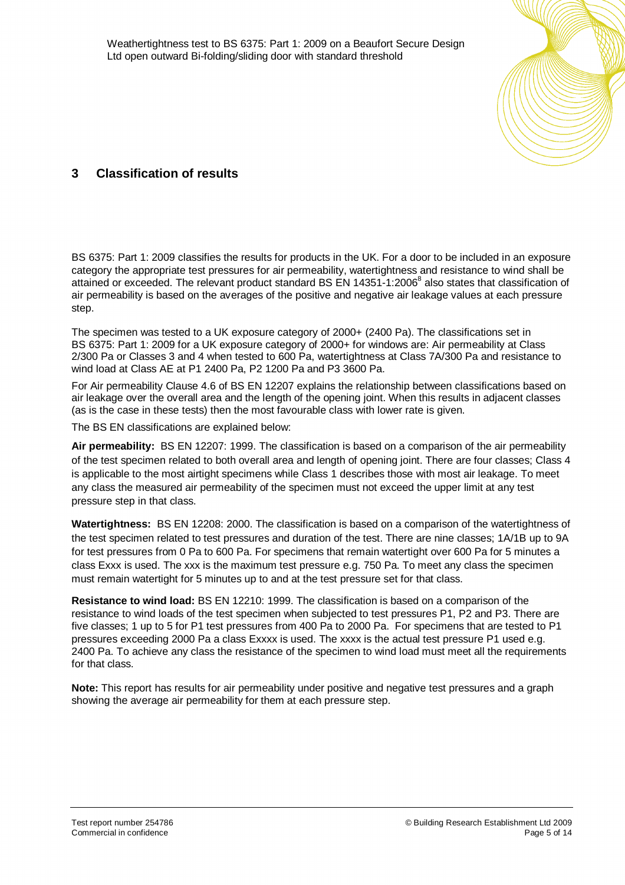## 3 Classification of results

BS 6375: Part 1: 2009 classifies the results for products in the UK. For a door to be included in an exposure category the appropriate test pressures for air permeability, watertightness and resistance to wind shall be attained or exceeded. The relevant product standard BS EN 14351-1:2006[8] also states that classification of air permeability is based on the averages of the positive and negative air leakage values at each pressure step.

The specimen was tested to a UK exposure category of 2000+ (2400 Pa). The classifications set in BS 6375: Part 1: 2009 for a UK exposure category of 2000+ for windows are: Air permeability at Class 2/300 Pa or Classes 3 and 4 when tested to 600 Pa, watertightness at Class 7A/300 Pa and resistance to wind load at Class AE at P1 2400 Pa, P2 1200 Pa and P3 3600 Pa.

For Air permeability Clause 4.6 of BS EN 12207 explains the relationship between classifications based on air leakage over the overall area and the length of the opening joint. When this results in adjacent classes (as is the case in these tests) then the most favourable class with lower rate is given.

The BS EN classifications are explained below:

**Air permeability:** BS EN 12207: 1999. The classification is based on a comparison of the air permeability of the test specimen related to both overall area and length of opening joint. There are four classes; Class 4 is applicable to the most airtight specimens while Class 1 describes those with most air leakage. To meet any class the measured air permeability of the specimen must not exceed the upper limit at any test pressure step in that class.

**Watertightness:** BS EN 12208: 2000. The classification is based on a comparison of the watertightness of the test specimen related to test pressures and duration of the test. There are nine classes; 1A/1B up to 9A for test pressures from 0 Pa to 600 Pa. For specimens that remain watertight over 600 Pa for 5 minutes a class Exxx is used. The xxx is the maximum test pressure e.g. 750 Pa. To meet any class the specimen must remain watertight for 5 minutes up to and at the test pressure set for that class.

**Resistance to wind load:** BS EN 12210: 1999. The classification is based on a comparison of the resistance to wind loads of the test specimen when subjected to test pressures P1, P2 and P3. There are five classes; 1 up to 5 for P1 test pressures from 400 Pa to 2000 Pa. For specimens that are tested to P1 pressures exceeding 2000 Pa a class Exxxx is used. The xxxx is the actual test pressure P1 used e.g. 2400 Pa. To achieve any class the resistance of the specimen to wind load must meet all the requirements for that class.

**Note:** This report has results for air permeability under positive and negative test pressures and a graph showing the average air permeability for them at each pressure step.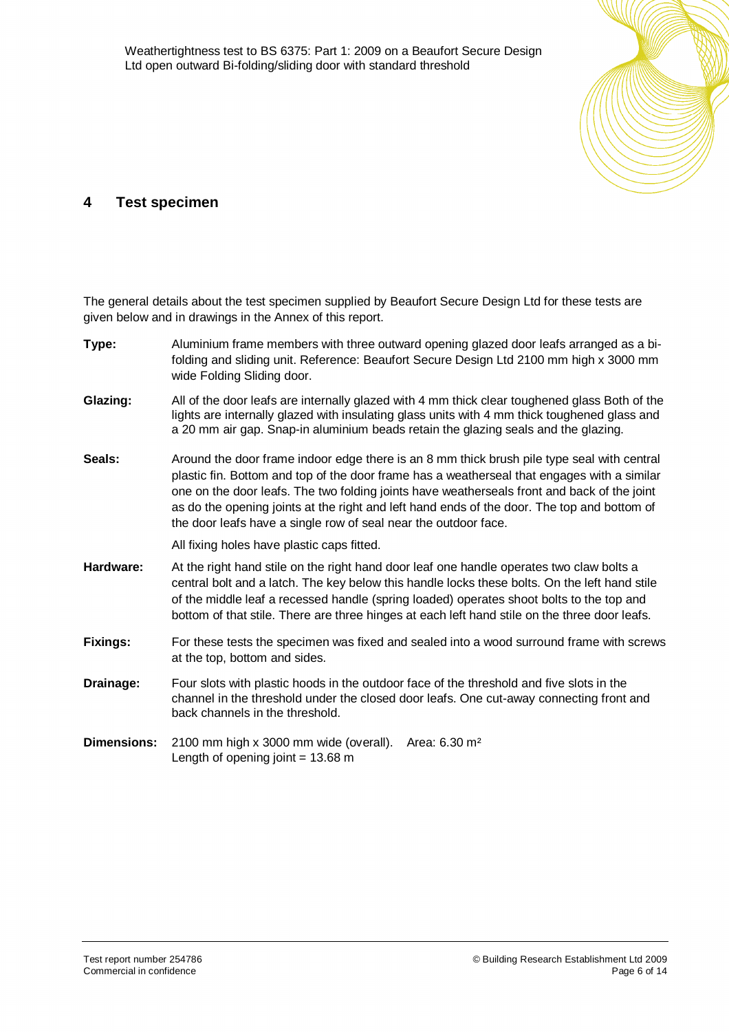## 4 Test specimen

The general details about the test specimen supplied by Beaufort Secure Design Ltd for these tests are given below and in drawings in the Annex of this report.

**Type:** Aluminium frame members with three outward opening glazed door leafs arranged as a bi-folding and sliding unit. Reference: Beaufort Secure Design Ltd 2100 mm high x 3000 mm wide Folding Sliding door.

**Glazing:** All of the door leafs are internally glazed with 4 mm thick clear toughened glass Both of the lights are internally glazed with insulating glass units with 4 mm thick toughened glass and a 20 mm air gap. Snap-in aluminium beads retain the glazing seals and the glazing.

**Seals:** Around the door frame indoor edge there is an 8 mm thick brush pile type seal with central plastic fin. Bottom and top of the door frame has a weatherseal that engages with a similar one on the door leafs. The two folding joints have weatherseals front and back of the joint as do the opening joints at the right and left hand ends of the door. The top and bottom of the door leafs have a single row of seal near the outdoor face.

All fixing holes have plastic caps fitted.

**Hardware:** At the right hand stile on the right hand door leaf one handle operates two claw bolts a central bolt and a latch. The key below this handle locks these bolts. On the left hand stile of the middle leaf a recessed handle (spring loaded) operates shoot bolts to the top and bottom of that stile. There are three hinges at each left hand stile on the three door leafs.

**Fixings:** For these tests the specimen was fixed and sealed into a wood surround frame with screws at the top, bottom and sides.

**Drainage:** Four slots with plastic hoods in the outdoor face of the threshold and five slots in the channel in the threshold under the closed door leafs. One cut-away connecting front and back channels in the threshold.

**Dimensions:** 2100 mm high x 3000 mm wide (overall). Area: 6.30 m²
Length of opening joint = 13.68 m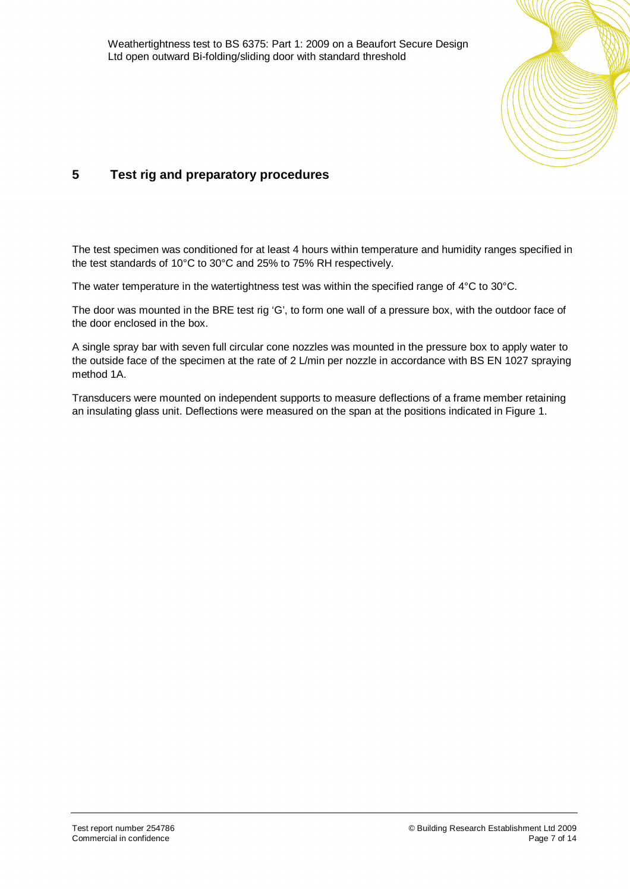## 5 Test rig and preparatory procedures

The test specimen was conditioned for at least 4 hours within temperature and humidity ranges specified in the test standards of 10°C to 30°C and 25% to 75% RH respectively.

The water temperature in the watertightness test was within the specified range of 4°C to 30°C.

The door was mounted in the BRE test rig 'G', to form one wall of a pressure box, with the outdoor face of the door enclosed in the box.

A single spray bar with seven full circular cone nozzles was mounted in the pressure box to apply water to the outside face of the specimen at the rate of 2 L/min per nozzle in accordance with BS EN 1027 spraying method 1A.

Transducers were mounted on independent supports to measure deflections of a frame member retaining an insulating glass unit. Deflections were measured on the span at the positions indicated in Figure 1.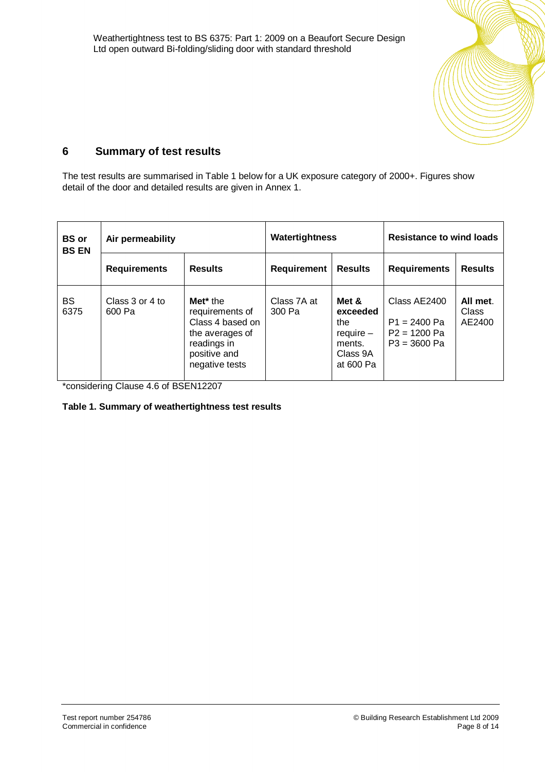## 6 Summary of test results

The test results are summarised in Table 1 below for a UK exposure category of 2000+. Figures show detail of the door and detailed results are given in Annex 1.

| BS or BS EN | Air permeability | | Watertightness | | Resistance to wind loads | |
|---|---|---|---|---|---|---|
| | **Requirements** | **Results** | **Requirement** | **Results** | **Requirements** | **Results** |
| BS 6375 | Class 3 or 4 to 600 Pa | **Met*** the requirements of Class 4 based on the averages of readings in positive and negative tests | Class 7A at 300 Pa | **Met & exceeded** the require – ments. Class 9A at 600 Pa | Class AE2400<br>P1 = 2400 Pa<br>P2 = 1200 Pa<br>P3 = 3600 Pa | **All met**. Class AE2400 |

*considering Clause 4.6 of BSEN12207

**Table 1. Summary of weathertightness test results**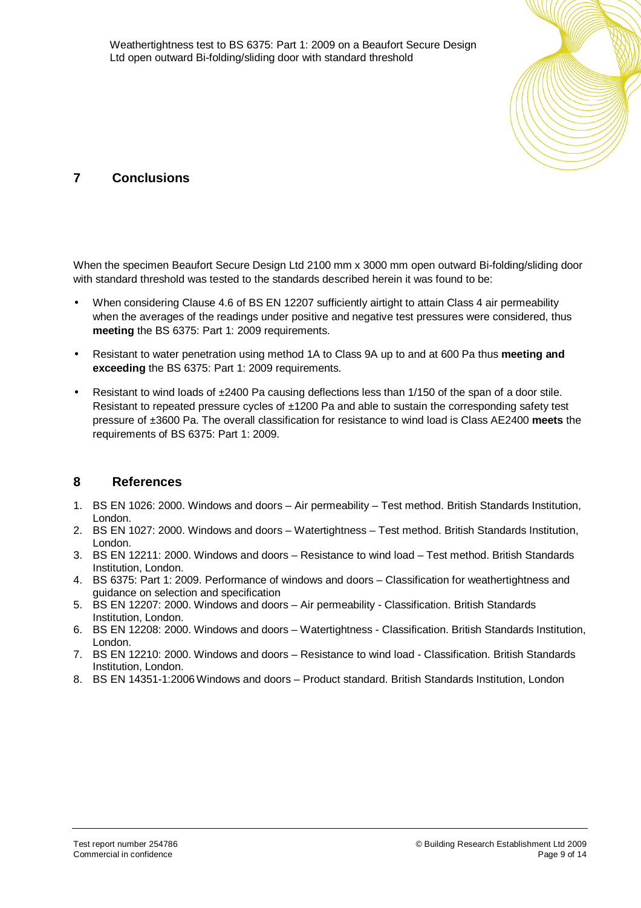## 7 Conclusions

When the specimen Beaufort Secure Design Ltd 2100 mm x 3000 mm open outward Bi-folding/sliding door with standard threshold was tested to the standards described herein it was found to be:

- When considering Clause 4.6 of BS EN 12207 sufficiently airtight to attain Class 4 air permeability when the averages of the readings under positive and negative test pressures were considered, thus **meeting** the BS 6375: Part 1: 2009 requirements.
- Resistant to water penetration using method 1A to Class 9A up to and at 600 Pa thus **meeting and exceeding** the BS 6375: Part 1: 2009 requirements.
- Resistant to wind loads of ±2400 Pa causing deflections less than 1/150 of the span of a door stile. Resistant to repeated pressure cycles of ±1200 Pa and able to sustain the corresponding safety test pressure of ±3600 Pa. The overall classification for resistance to wind load is Class AE2400 **meets** the requirements of BS 6375: Part 1: 2009.

## 8 References

1. BS EN 1026: 2000. Windows and doors – Air permeability – Test method. British Standards Institution, London.
2. BS EN 1027: 2000. Windows and doors – Watertightness – Test method. British Standards Institution, London.
3. BS EN 12211: 2000. Windows and doors – Resistance to wind load – Test method. British Standards Institution, London.
4. BS 6375: Part 1: 2009. Performance of windows and doors – Classification for weathertightness and guidance on selection and specification
5. BS EN 12207: 2000. Windows and doors – Air permeability - Classification. British Standards Institution, London.
6. BS EN 12208: 2000. Windows and doors – Watertightness - Classification. British Standards Institution, London.
7. BS EN 12210: 2000. Windows and doors – Resistance to wind load - Classification. British Standards Institution, London.
8. BS EN 14351-1:2006 Windows and doors – Product standard. British Standards Institution, London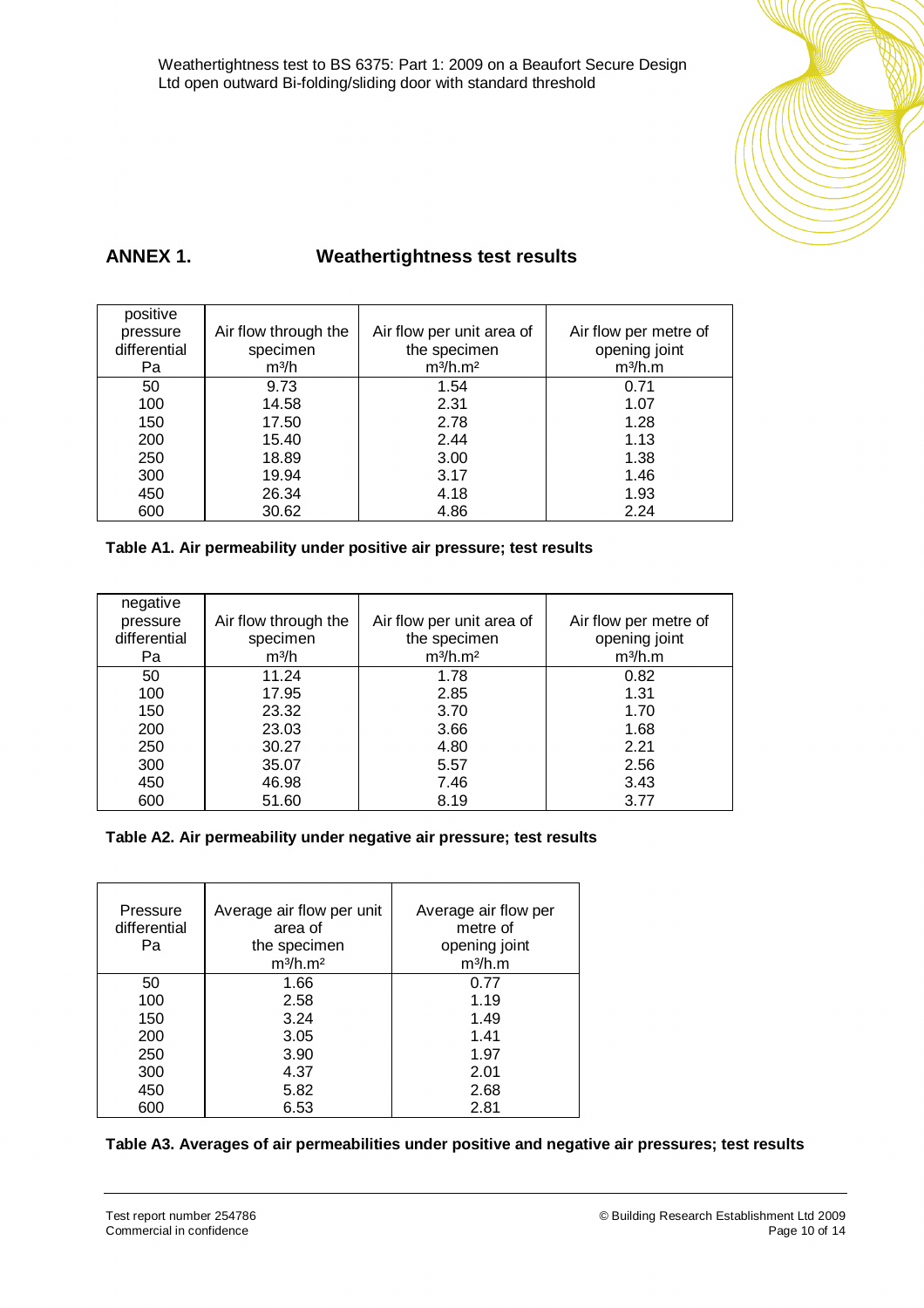## ANNEX 1. Weathertightness test results

| positive pressure differential Pa | Air flow through the specimen $m^3/h$ | Air flow per unit area of the specimen $m^3/h.m^2$ | Air flow per metre of opening joint $m^3/h.m$ |
|---|---|---|---|
| 50 | 9.73 | 1.54 | 0.71 |
| 100 | 14.58 | 2.31 | 1.07 |
| 150 | 17.50 | 2.78 | 1.28 |
| 200 | 15.40 | 2.44 | 1.13 |
| 250 | 18.89 | 3.00 | 1.38 |
| 300 | 19.94 | 3.17 | 1.46 |
| 450 | 26.34 | 4.18 | 1.93 |
| 600 | 30.62 | 4.86 | 2.24 |

**Table A1. Air permeability under positive air pressure; test results**

| negative pressure differential Pa | Air flow through the specimen $m^3/h$ | Air flow per unit area of the specimen $m^3/h.m^2$ | Air flow per metre of opening joint $m^3/h.m$ |
|---|---|---|---|
| 50 | 11.24 | 1.78 | 0.82 |
| 100 | 17.95 | 2.85 | 1.31 |
| 150 | 23.32 | 3.70 | 1.70 |
| 200 | 23.03 | 3.66 | 1.68 |
| 250 | 30.27 | 4.80 | 2.21 |
| 300 | 35.07 | 5.57 | 2.56 |
| 450 | 46.98 | 7.46 | 3.43 |
| 600 | 51.60 | 8.19 | 3.77 |

**Table A2. Air permeability under negative air pressure; test results**

| Pressure differential Pa | Average air flow per unit area of the specimen $m^3/h.m^2$ | Average air flow per metre of opening joint $m^3/h.m$ |
|---|---|---|
| 50 | 1.66 | 0.77 |
| 100 | 2.58 | 1.19 |
| 150 | 3.24 | 1.49 |
| 200 | 3.05 | 1.41 |
| 250 | 3.90 | 1.97 |
| 300 | 4.37 | 2.01 |
| 450 | 5.82 | 2.68 |
| 600 | 6.53 | 2.81 |

**Table A3. Averages of air permeabilities under positive and negative air pressures; test results**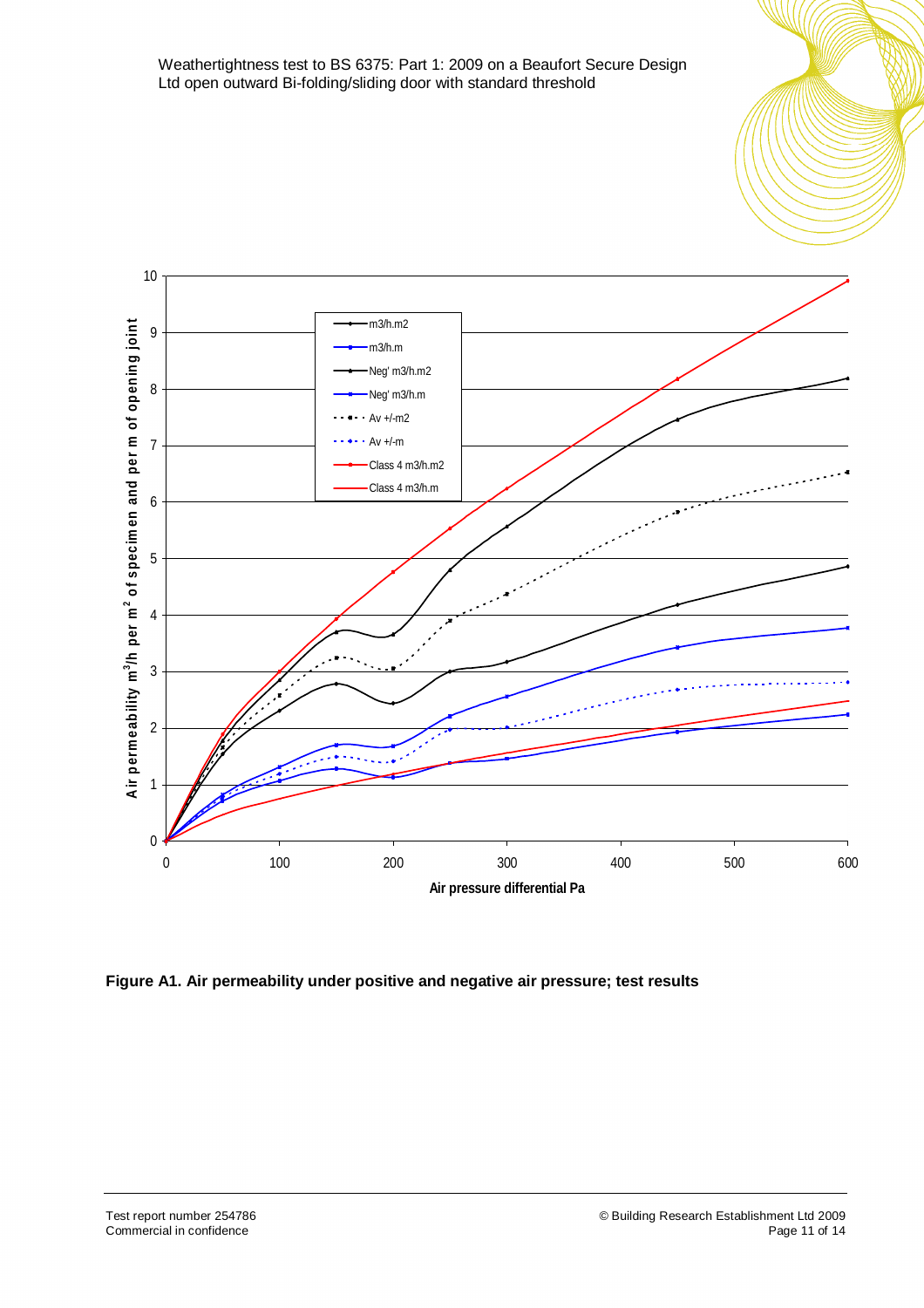Weathertightness test to BS 6375: Part 1: 2009 on a Beaufort Secure Design Ltd open outward Bi-folding/sliding door with standard threshold

**Figure A1. Air permeability under positive and negative air pressure; test results**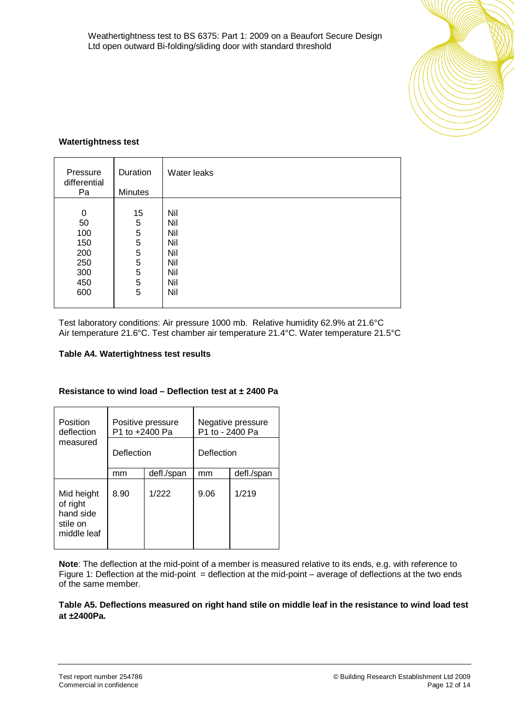**Watertightness test**

| Pressure differential Pa | Duration Minutes | Water leaks |
|---|---|---|
| 0 | 15 | Nil |
| 50 | 5 | Nil |
| 100 | 5 | Nil |
| 150 | 5 | Nil |
| 200 | 5 | Nil |
| 250 | 5 | Nil |
| 300 | 5 | Nil |
| 450 | 5 | Nil |
| 600 | 5 | Nil |

Test laboratory conditions: Air pressure 1000 mb. Relative humidity 62.9% at 21.6°C
Air temperature 21.6°C. Test chamber air temperature 21.4°C. Water temperature 21.5°C

**Table A4. Watertightness test results**

**Resistance to wind load – Deflection test at ± 2400 Pa**

| Position deflection measured | Positive pressure P1 to +2400 Pa | | Negative pressure P1 to - 2400 Pa | |
|---|---|---|---|---|
| | Deflection | | Deflection | |
| | mm | defl./span | mm | defl./span |
| Mid height of right hand side stile on middle leaf | 8.90 | 1/222 | 9.06 | 1/219 |

**Note**: The deflection at the mid-point of a member is measured relative to its ends, e.g. with reference to Figure 1: Deflection at the mid-point = deflection at the mid-point – average of deflections at the two ends of the same member.

**Table A5. Deflections measured on right hand stile on middle leaf in the resistance to wind load test at ±2400Pa.**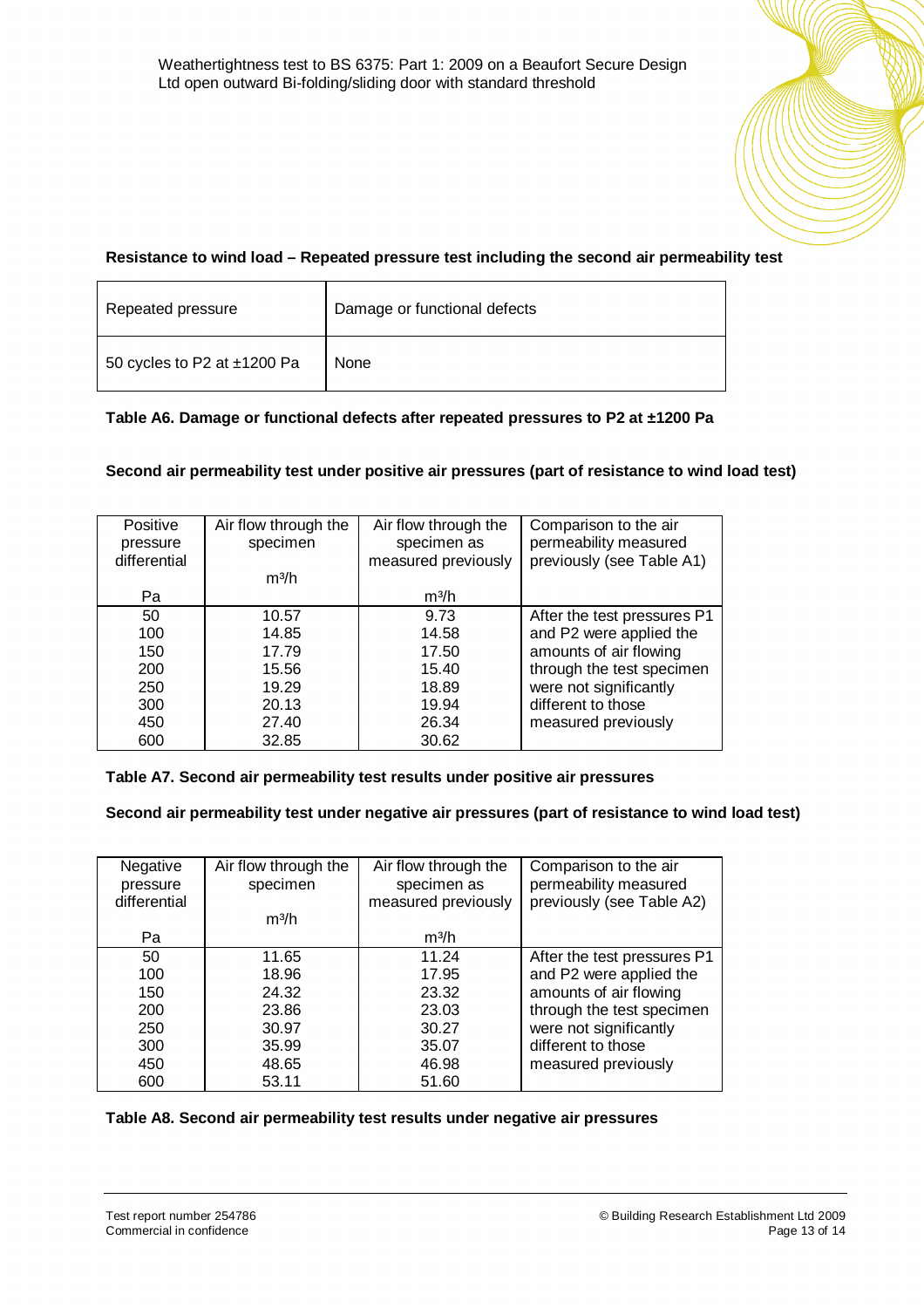**Resistance to wind load – Repeated pressure test including the second air permeability test**

| Repeated pressure | Damage or functional defects |
|---|---|
| 50 cycles to P2 at ±1200 Pa | None |

**Table A6. Damage or functional defects after repeated pressures to P2 at ±1200 Pa**

**Second air permeability test under positive air pressures (part of resistance to wind load test)**

| Positive pressure differential<br><br>Pa | Air flow through the specimen<br><br>m³/h | Air flow through the specimen as measured previously<br><br>m³/h | Comparison to the air permeability measured previously (see Table A1) |
|---|---|---|---|
| 50 | 10.57 | 9.73 | After the test pressures P1 and P2 were applied the amounts of air flowing through the test specimen were not significantly different to those measured previously |
| 100 | 14.85 | 14.58 | |
| 150 | 17.79 | 17.50 | |
| 200 | 15.56 | 15.40 | |
| 250 | 19.29 | 18.89 | |
| 300 | 20.13 | 19.94 | |
| 450 | 27.40 | 26.34 | |
| 600 | 32.85 | 30.62 | |

**Table A7. Second air permeability test results under positive air pressures**

**Second air permeability test under negative air pressures (part of resistance to wind load test)**

| Negative pressure differential<br><br>Pa | Air flow through the specimen<br><br>m³/h | Air flow through the specimen as measured previously<br><br>m³/h | Comparison to the air permeability measured previously (see Table A2) |
|---|---|---|---|
| 50 | 11.65 | 11.24 | After the test pressures P1 and P2 were applied the amounts of air flowing through the test specimen were not significantly different to those measured previously |
| 100 | 18.96 | 17.95 | |
| 150 | 24.32 | 23.32 | |
| 200 | 23.86 | 23.03 | |
| 250 | 30.97 | 30.27 | |
| 300 | 35.99 | 35.07 | |
| 450 | 48.65 | 46.98 | |
| 600 | 53.11 | 51.60 | |

**Table A8. Second air permeability test results under negative air pressures**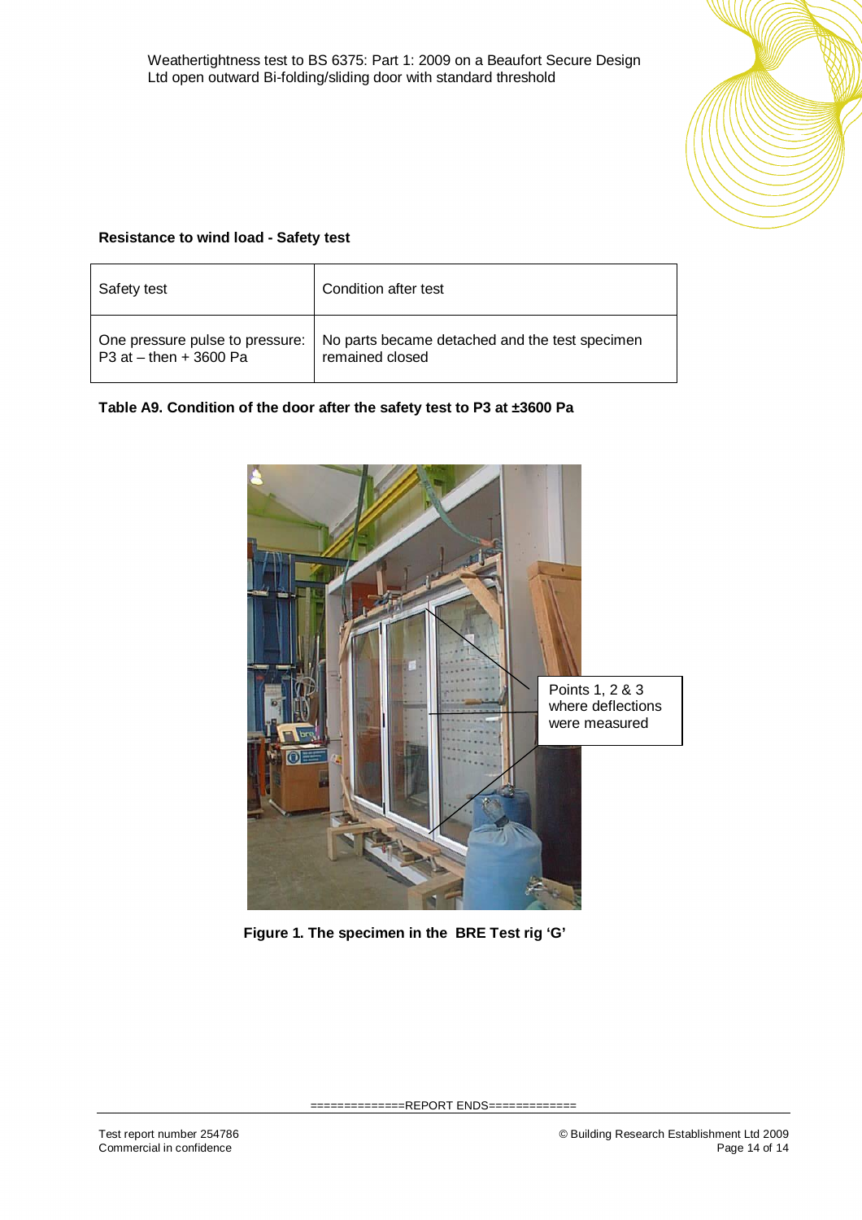**Resistance to wind load - Safety test**

| Safety test | Condition after test |
|---|---|
| One pressure pulse to pressure: P3 at – then + 3600 Pa | No parts became detached and the test specimen remained closed |

**Table A9. Condition of the door after the safety test to P3 at ±3600 Pa**

Points 1, 2 & 3 where deflections were measured

**Figure 1. The specimen in the BRE Test rig 'G'**

==============REPORT ENDS=============

Test report number 254786
Commercial in confidence

© Building Research Establishment Ltd 2009